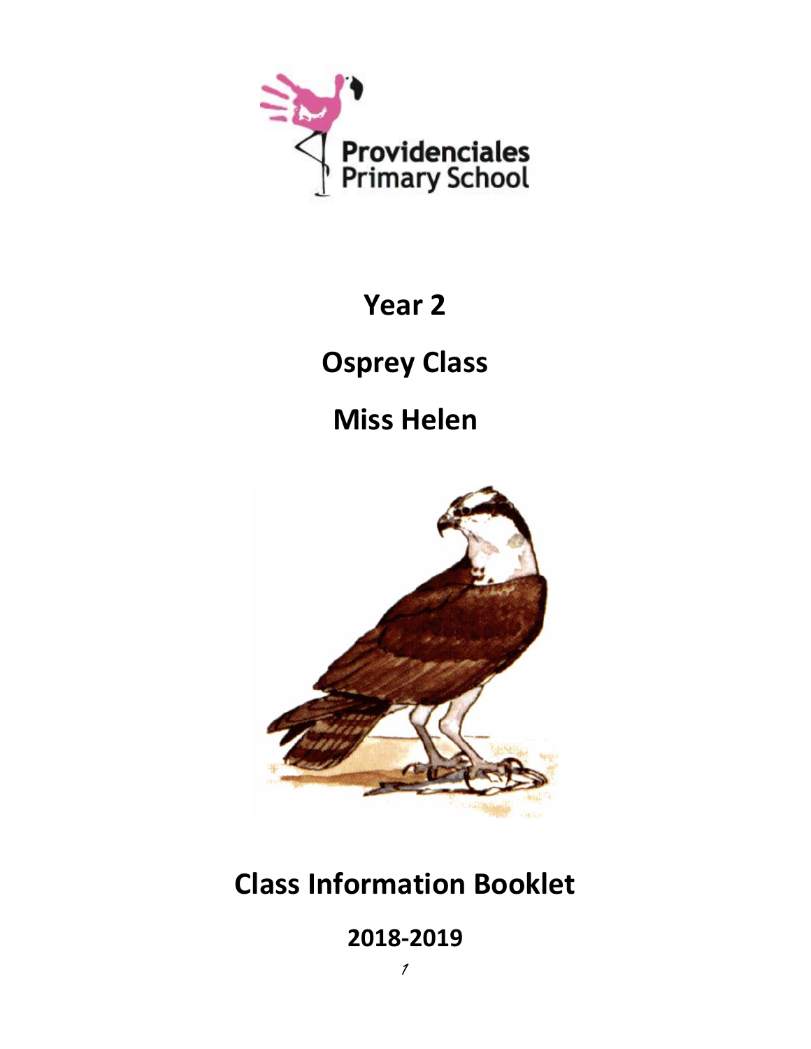Providenciales Primary School

# Year 2

# Osprey Class

# Miss Helen

# Class Information Booklet

## 2018-2019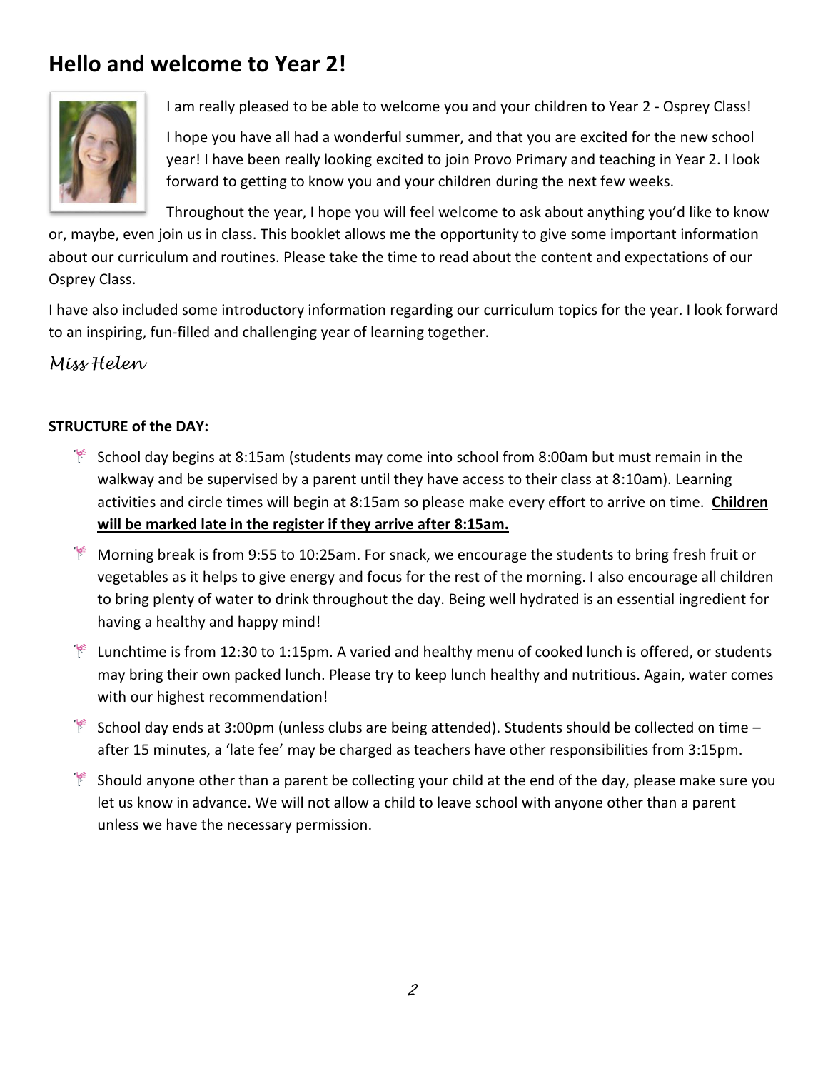# Hello and welcome to Year 2!

I am really pleased to be able to welcome you and your children to Year 2 - Osprey Class!

I hope you have all had a wonderful summer, and that you are excited for the new school year! I have been really looking excited to join Provo Primary and teaching in Year 2. I look forward to getting to know you and your children during the next few weeks.

Throughout the year, I hope you will feel welcome to ask about anything you'd like to know or, maybe, even join us in class. This booklet allows me the opportunity to give some important information about our curriculum and routines. Please take the time to read about the content and expectations of our Osprey Class.

I have also included some introductory information regarding our curriculum topics for the year. I look forward to an inspiring, fun-filled and challenging year of learning together.

*Miss Helen*

**STRUCTURE of the DAY:**

- School day begins at 8:15am (students may come into school from 8:00am but must remain in the walkway and be supervised by a parent until they have access to their class at 8:10am). Learning activities and circle times will begin at 8:15am so please make every effort to arrive on time. **Children will be marked late in the register if they arrive after 8:15am.**
- Morning break is from 9:55 to 10:25am. For snack, we encourage the students to bring fresh fruit or vegetables as it helps to give energy and focus for the rest of the morning. I also encourage all children to bring plenty of water to drink throughout the day. Being well hydrated is an essential ingredient for having a healthy and happy mind!
- Lunchtime is from 12:30 to 1:15pm. A varied and healthy menu of cooked lunch is offered, or students may bring their own packed lunch. Please try to keep lunch healthy and nutritious. Again, water comes with our highest recommendation!
- School day ends at 3:00pm (unless clubs are being attended). Students should be collected on time – after 15 minutes, a 'late fee' may be charged as teachers have other responsibilities from 3:15pm.
- Should anyone other than a parent be collecting your child at the end of the day, please make sure you let us know in advance. We will not allow a child to leave school with anyone other than a parent unless we have the necessary permission.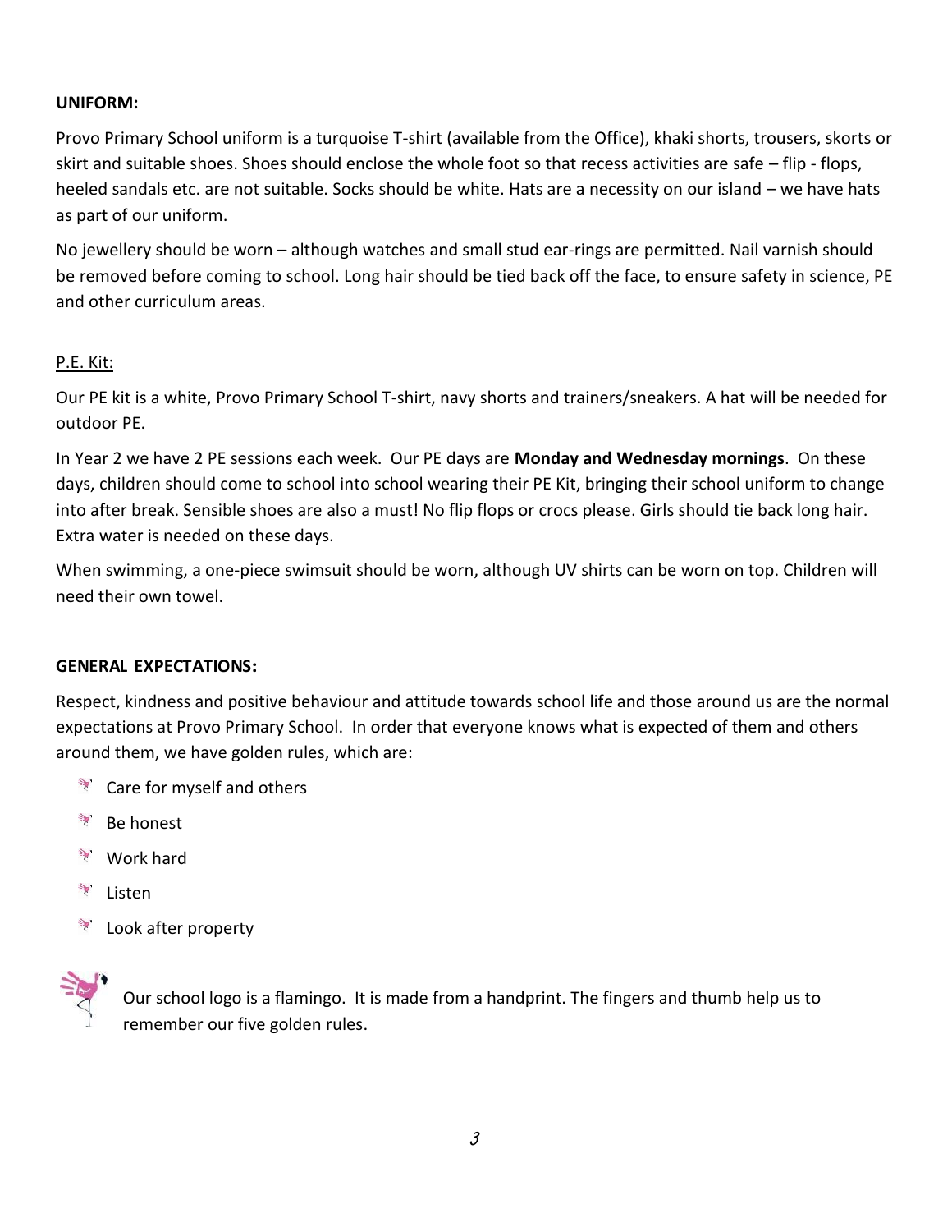**UNIFORM:**

Provo Primary School uniform is a turquoise T-shirt (available from the Office), khaki shorts, trousers, skorts or skirt and suitable shoes. Shoes should enclose the whole foot so that recess activities are safe – flip - flops, heeled sandals etc. are not suitable. Socks should be white. Hats are a necessity on our island – we have hats as part of our uniform.

No jewellery should be worn – although watches and small stud ear-rings are permitted. Nail varnish should be removed before coming to school. Long hair should be tied back off the face, to ensure safety in science, PE and other curriculum areas.

P.E. Kit:

Our PE kit is a white, Provo Primary School T-shirt, navy shorts and trainers/sneakers. A hat will be needed for outdoor PE.

In Year 2 we have 2 PE sessions each week. Our PE days are **Monday and Wednesday mornings**. On these days, children should come to school into school wearing their PE Kit, bringing their school uniform to change into after break. Sensible shoes are also a must! No flip flops or crocs please. Girls should tie back long hair. Extra water is needed on these days.

When swimming, a one-piece swimsuit should be worn, although UV shirts can be worn on top. Children will need their own towel.

**GENERAL EXPECTATIONS:**

Respect, kindness and positive behaviour and attitude towards school life and those around us are the normal expectations at Provo Primary School. In order that everyone knows what is expected of them and others around them, we have golden rules, which are:

- Care for myself and others
- Be honest
- Work hard
- Listen
- Look after property

Our school logo is a flamingo. It is made from a handprint. The fingers and thumb help us to remember our five golden rules.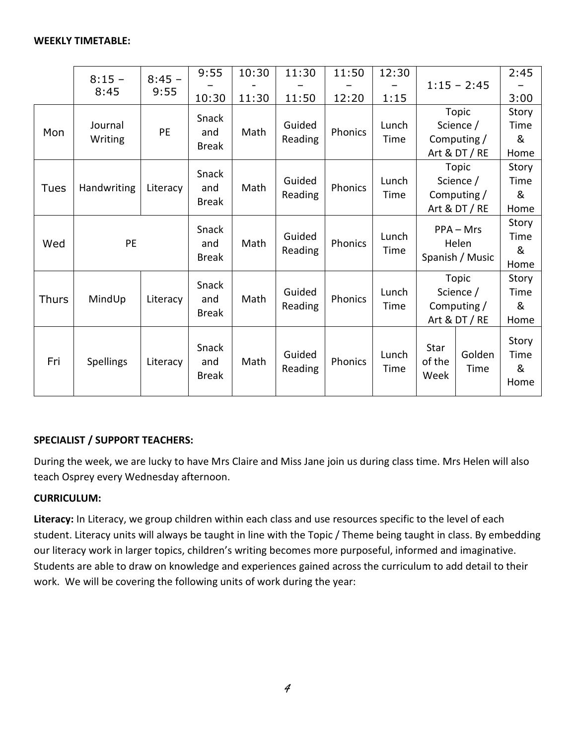**WEEKLY TIMETABLE:**

| | 8:15 – 8:45 | 8:45 – 9:55 | 9:55 – 10:30 | 10:30 - 11:30 | 11:30 – 11:50 | 11:50 – 12:20 | 12:30 – 1:15 | 1:15 – 2:45 | | 2:45 – 3:00 |
|---|---|---|---|---|---|---|---|---|---|---|
| Mon | Journal Writing | PE | Snack and Break | Math | Guided Reading | Phonics | Lunch Time | Topic Science / Computing / Art & DT / RE | | Story Time & Home |
| Tues | Handwriting | Literacy | Snack and Break | Math | Guided Reading | Phonics | Lunch Time | Topic Science / Computing / Art & DT / RE | | Story Time & Home |
| Wed | PE | | Snack and Break | Math | Guided Reading | Phonics | Lunch Time | PPA – Mrs Helen Spanish / Music | | Story Time & Home |
| Thurs | MindUp | Literacy | Snack and Break | Math | Guided Reading | Phonics | Lunch Time | Topic Science / Computing / Art & DT / RE | | Story Time & Home |
| Fri | Spellings | Literacy | Snack and Break | Math | Guided Reading | Phonics | Lunch Time | Star of the Week | Golden Time | Story Time & Home |

**SPECIALIST / SUPPORT TEACHERS:**

During the week, we are lucky to have Mrs Claire and Miss Jane join us during class time. Mrs Helen will also teach Osprey every Wednesday afternoon.

**CURRICULUM:**

**Literacy:** In Literacy, we group children within each class and use resources specific to the level of each student. Literacy units will always be taught in line with the Topic / Theme being taught in class. By embedding our literacy work in larger topics, children's writing becomes more purposeful, informed and imaginative. Students are able to draw on knowledge and experiences gained across the curriculum to add detail to their work. We will be covering the following units of work during the year: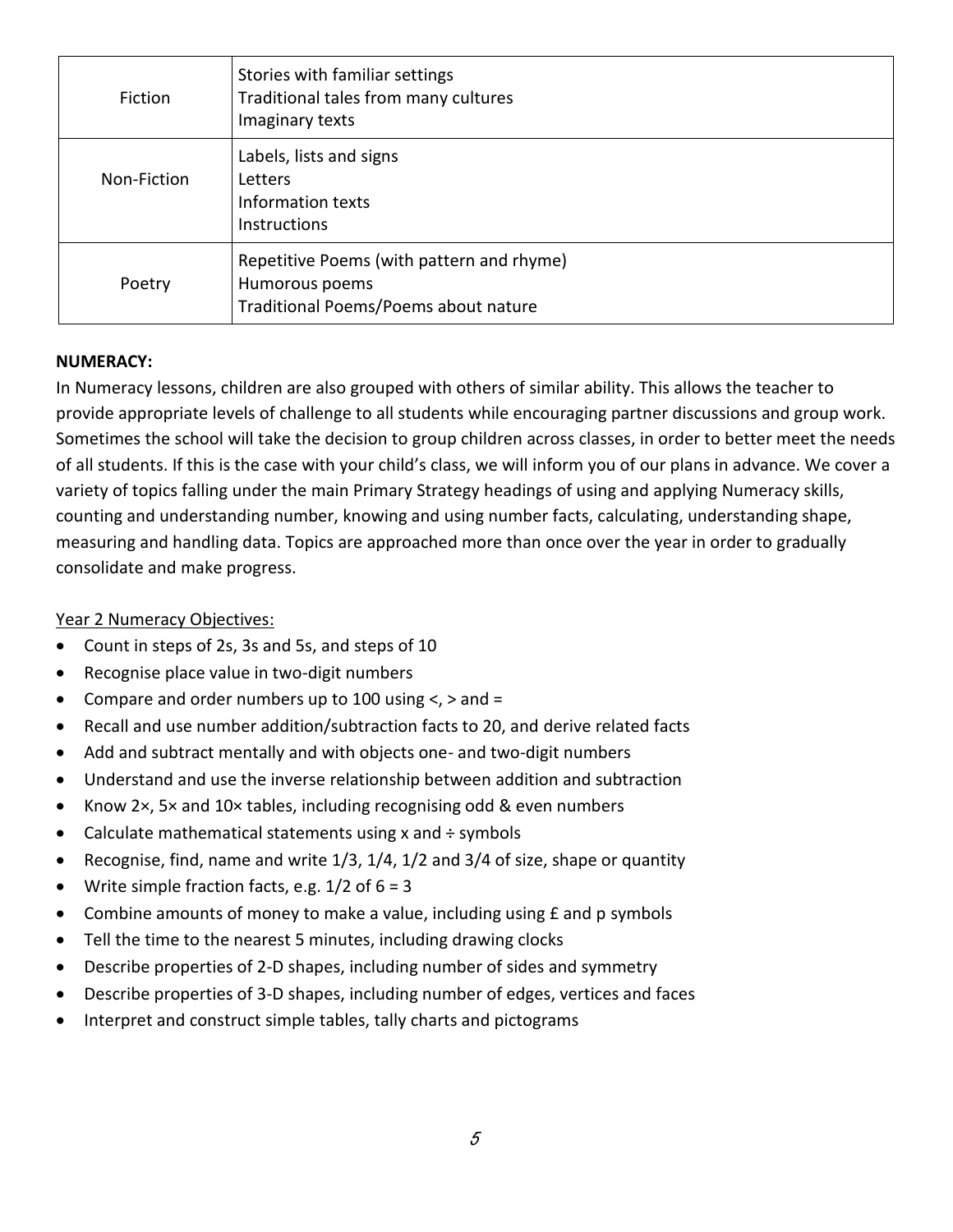| | |
|---|---|
| Fiction | Stories with familiar settings<br>Traditional tales from many cultures<br>Imaginary texts |
| Non-Fiction | Labels, lists and signs<br>Letters<br>Information texts<br>Instructions |
| Poetry | Repetitive Poems (with pattern and rhyme)<br>Humorous poems<br>Traditional Poems/Poems about nature |

**NUMERACY:**

In Numeracy lessons, children are also grouped with others of similar ability. This allows the teacher to provide appropriate levels of challenge to all students while encouraging partner discussions and group work. Sometimes the school will take the decision to group children across classes, in order to better meet the needs of all students. If this is the case with your child's class, we will inform you of our plans in advance. We cover a variety of topics falling under the main Primary Strategy headings of using and applying Numeracy skills, counting and understanding number, knowing and using number facts, calculating, understanding shape, measuring and handling data. Topics are approached more than once over the year in order to gradually consolidate and make progress.

Year 2 Numeracy Objectives:

- Count in steps of 2s, 3s and 5s, and steps of 10
- Recognise place value in two-digit numbers
- Compare and order numbers up to 100 using <, > and =
- Recall and use number addition/subtraction facts to 20, and derive related facts
- Add and subtract mentally and with objects one- and two-digit numbers
- Understand and use the inverse relationship between addition and subtraction
- Know 2×, 5× and 10× tables, including recognising odd & even numbers
- Calculate mathematical statements using x and ÷ symbols
- Recognise, find, name and write 1/3, 1/4, 1/2 and 3/4 of size, shape or quantity
- Write simple fraction facts, e.g. 1/2 of 6 = 3
- Combine amounts of money to make a value, including using £ and p symbols
- Tell the time to the nearest 5 minutes, including drawing clocks
- Describe properties of 2-D shapes, including number of sides and symmetry
- Describe properties of 3-D shapes, including number of edges, vertices and faces
- Interpret and construct simple tables, tally charts and pictograms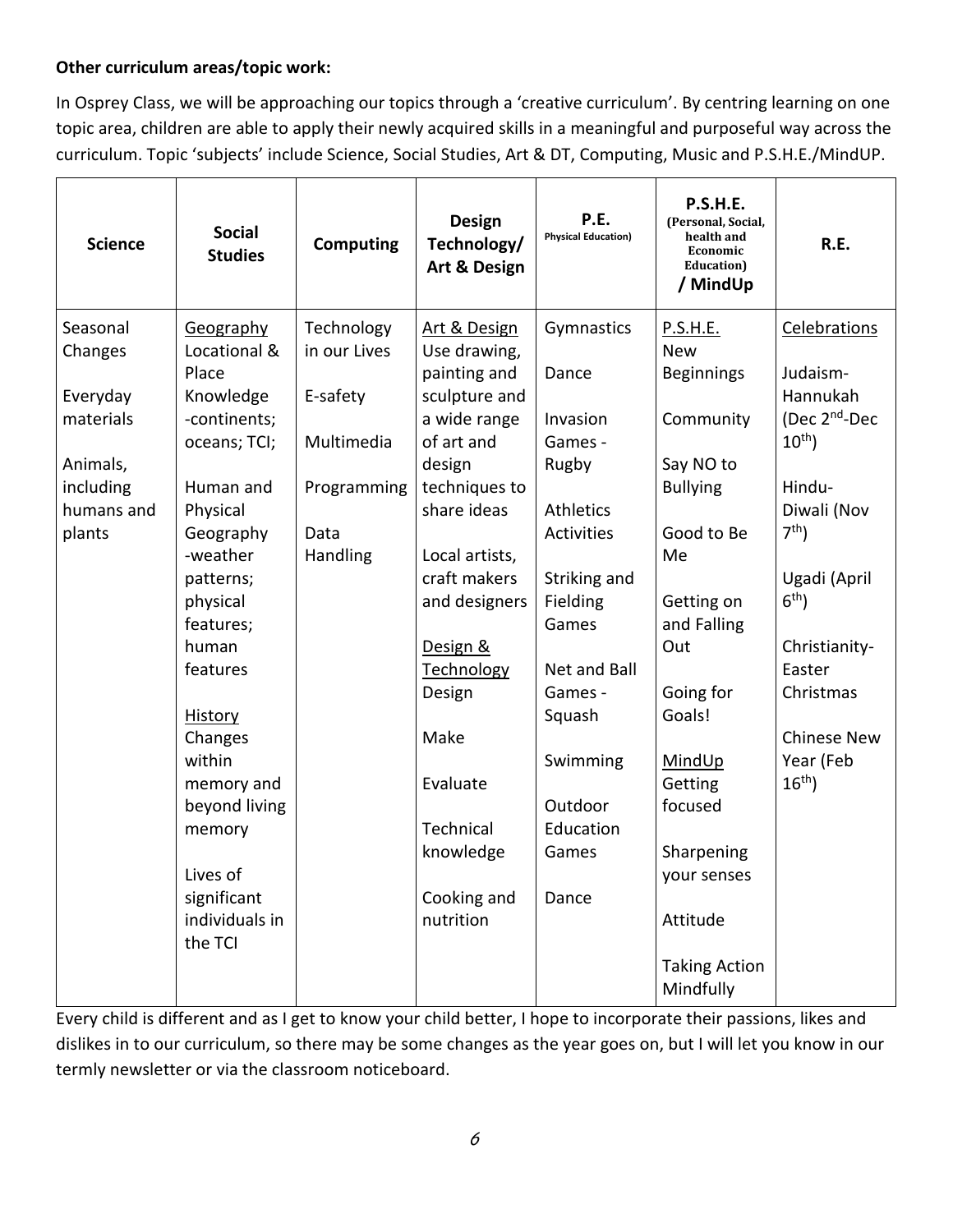**Other curriculum areas/topic work:**

In Osprey Class, we will be approaching our topics through a 'creative curriculum'. By centring learning on one topic area, children are able to apply their newly acquired skills in a meaningful and purposeful way across the curriculum. Topic 'subjects' include Science, Social Studies, Art & DT, Computing, Music and P.S.H.E./MindUP.

| Science | Social Studies | Computing | Design Technology/ Art & Design | P.E. (Physical Education) | P.S.H.E. (Personal, Social, health and Economic Education) / MindUp | R.E. |
|---|---|---|---|---|---|---|
| Seasonal Changes<br><br>Everyday materials<br><br>Animals, including humans and plants | Geography<br>Locational & Place Knowledge -continents; oceans; TCI;<br><br>Human and Physical Geography -weather patterns; physical features; human features<br><br>History<br>Changes within memory and beyond living memory<br><br>Lives of significant individuals in the TCI | Technology in our Lives<br><br>E-safety<br><br>Multimedia<br><br>Programming<br><br>Data Handling | Art & Design<br>Use drawing, painting and sculpture and a wide range of art and design techniques to share ideas<br><br>Local artists, craft makers and designers<br><br>Design & Technology<br>Design<br><br>Make<br><br>Evaluate<br><br>Technical knowledge<br><br>Cooking and nutrition | Gymnastics<br><br>Dance<br><br>Invasion Games - Rugby<br><br>Athletics Activities<br><br>Striking and Fielding Games<br><br>Net and Ball Games - Squash<br><br>Swimming<br><br>Outdoor Education Games<br><br>Dance | P.S.H.E.<br>New Beginnings<br><br>Community<br><br>Say NO to Bullying<br><br>Good to Be Me<br><br>Getting on and Falling Out<br><br>Going for Goals!<br><br>MindUp<br>Getting focused<br><br>Sharpening your senses<br><br>Attitude<br><br>Taking Action Mindfully | Celebrations<br><br>Judaism- Hannukah (Dec 2nd-Dec 10th)<br><br>Hindu- Diwali (Nov 7th)<br><br>Ugadi (April 6th)<br><br>Christianity- Easter Christmas<br><br>Chinese New Year (Feb 16th) |

Every child is different and as I get to know your child better, I hope to incorporate their passions, likes and dislikes in to our curriculum, so there may be some changes as the year goes on, but I will let you know in our termly newsletter or via the classroom noticeboard.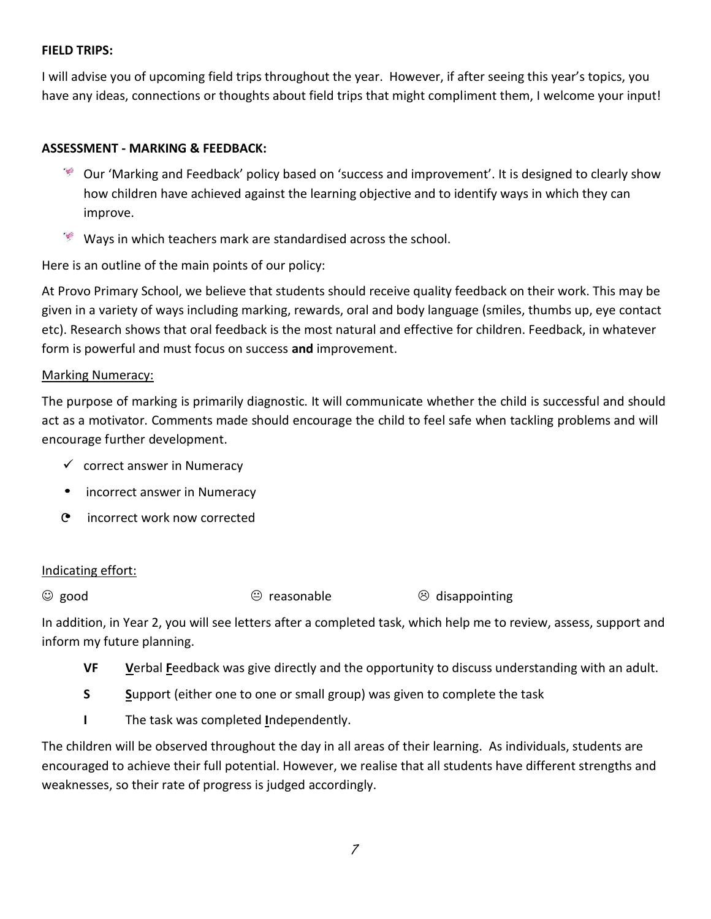**FIELD TRIPS:**

I will advise you of upcoming field trips throughout the year. However, if after seeing this year's topics, you have any ideas, connections or thoughts about field trips that might compliment them, I welcome your input!

**ASSESSMENT - MARKING & FEEDBACK:**

- Our 'Marking and Feedback' policy based on 'success and improvement'. It is designed to clearly show how children have achieved against the learning objective and to identify ways in which they can improve.
- Ways in which teachers mark are standardised across the school.

Here is an outline of the main points of our policy:

At Provo Primary School, we believe that students should receive quality feedback on their work. This may be given in a variety of ways including marking, rewards, oral and body language (smiles, thumbs up, eye contact etc). Research shows that oral feedback is the most natural and effective for children. Feedback, in whatever form is powerful and must focus on success **and** improvement.

Marking Numeracy:

The purpose of marking is primarily diagnostic. It will communicate whether the child is successful and should act as a motivator. Comments made should encourage the child to feel safe when tackling problems and will encourage further development.

- ✓ correct answer in Numeracy
- • incorrect answer in Numeracy
- ◔ incorrect work now corrected

Indicating effort:

☺ good ☹ reasonable ☹ disappointing

In addition, in Year 2, you will see letters after a completed task, which help me to review, assess, support and inform my future planning.

**VF** **V**erbal **F**eedback was give directly and the opportunity to discuss understanding with an adult.

**S** **S**upport (either one to one or small group) was given to complete the task

**I** The task was completed **I**ndependently.

The children will be observed throughout the day in all areas of their learning. As individuals, students are encouraged to achieve their full potential. However, we realise that all students have different strengths and weaknesses, so their rate of progress is judged accordingly.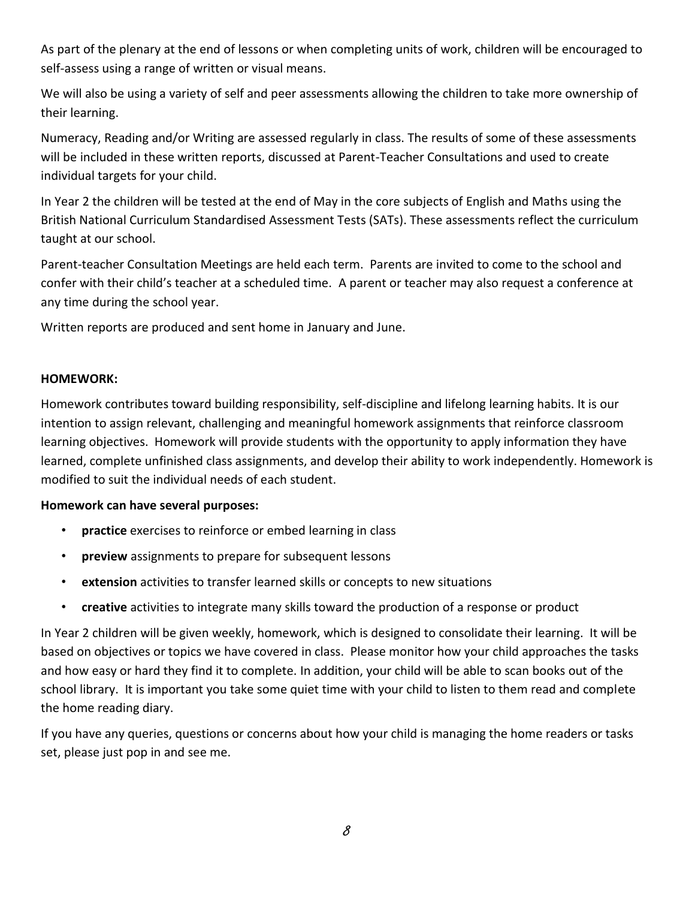As part of the plenary at the end of lessons or when completing units of work, children will be encouraged to self-assess using a range of written or visual means.

We will also be using a variety of self and peer assessments allowing the children to take more ownership of their learning.

Numeracy, Reading and/or Writing are assessed regularly in class. The results of some of these assessments will be included in these written reports, discussed at Parent-Teacher Consultations and used to create individual targets for your child.

In Year 2 the children will be tested at the end of May in the core subjects of English and Maths using the British National Curriculum Standardised Assessment Tests (SATs). These assessments reflect the curriculum taught at our school.

Parent-teacher Consultation Meetings are held each term. Parents are invited to come to the school and confer with their child's teacher at a scheduled time. A parent or teacher may also request a conference at any time during the school year.

Written reports are produced and sent home in January and June.

**HOMEWORK:**

Homework contributes toward building responsibility, self-discipline and lifelong learning habits. It is our intention to assign relevant, challenging and meaningful homework assignments that reinforce classroom learning objectives. Homework will provide students with the opportunity to apply information they have learned, complete unfinished class assignments, and develop their ability to work independently. Homework is modified to suit the individual needs of each student.

**Homework can have several purposes:**

- **practice** exercises to reinforce or embed learning in class
- **preview** assignments to prepare for subsequent lessons
- **extension** activities to transfer learned skills or concepts to new situations
- **creative** activities to integrate many skills toward the production of a response or product

In Year 2 children will be given weekly, homework, which is designed to consolidate their learning. It will be based on objectives or topics we have covered in class. Please monitor how your child approaches the tasks and how easy or hard they find it to complete. In addition, your child will be able to scan books out of the school library. It is important you take some quiet time with your child to listen to them read and complete the home reading diary.

If you have any queries, questions or concerns about how your child is managing the home readers or tasks set, please just pop in and see me.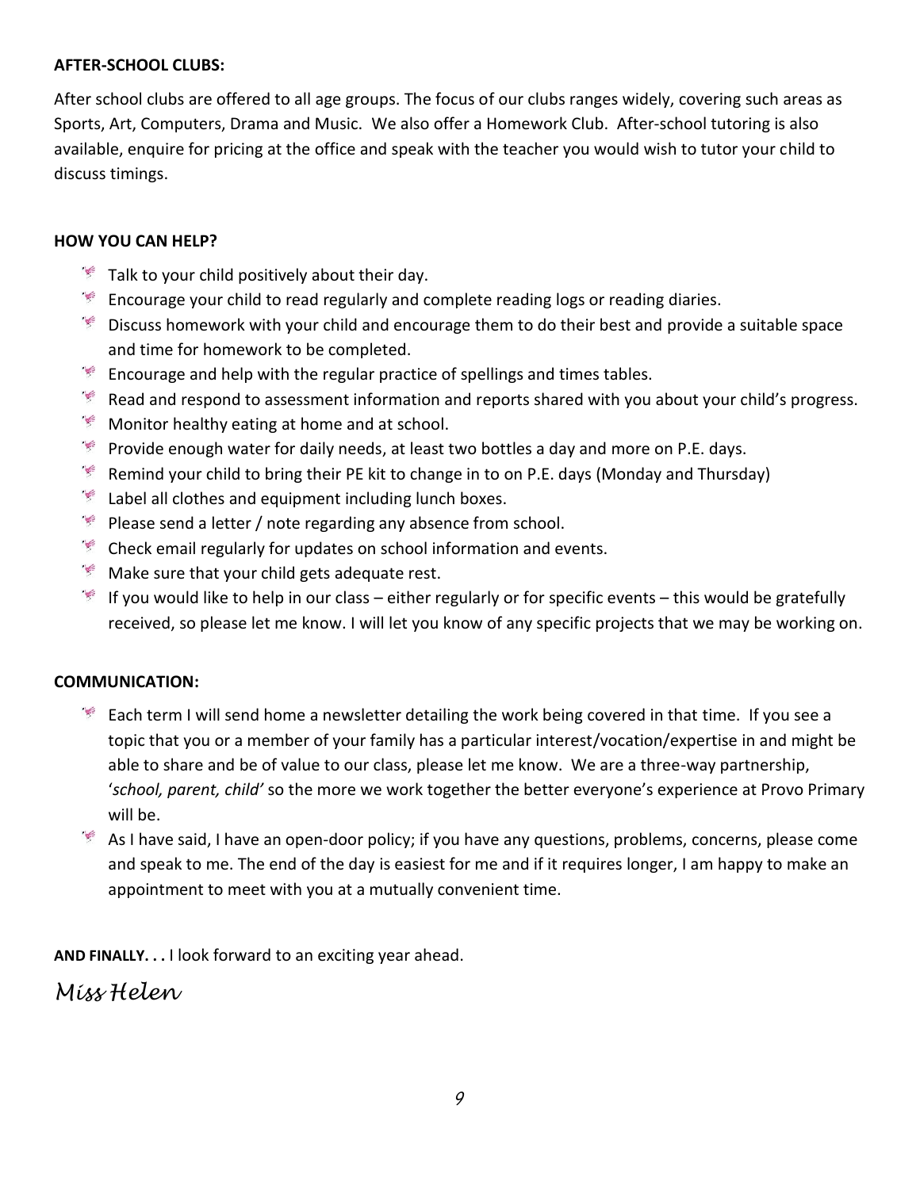**AFTER-SCHOOL CLUBS:**

After school clubs are offered to all age groups. The focus of our clubs ranges widely, covering such areas as Sports, Art, Computers, Drama and Music. We also offer a Homework Club. After-school tutoring is also available, enquire for pricing at the office and speak with the teacher you would wish to tutor your child to discuss timings.

**HOW YOU CAN HELP?**

- Talk to your child positively about their day.
- Encourage your child to read regularly and complete reading logs or reading diaries.
- Discuss homework with your child and encourage them to do their best and provide a suitable space and time for homework to be completed.
- Encourage and help with the regular practice of spellings and times tables.
- Read and respond to assessment information and reports shared with you about your child's progress.
- Monitor healthy eating at home and at school.
- Provide enough water for daily needs, at least two bottles a day and more on P.E. days.
- Remind your child to bring their PE kit to change in to on P.E. days (Monday and Thursday)
- Label all clothes and equipment including lunch boxes.
- Please send a letter / note regarding any absence from school.
- Check email regularly for updates on school information and events.
- Make sure that your child gets adequate rest.
- If you would like to help in our class – either regularly or for specific events – this would be gratefully received, so please let me know. I will let you know of any specific projects that we may be working on.

**COMMUNICATION:**

- Each term I will send home a newsletter detailing the work being covered in that time. If you see a topic that you or a member of your family has a particular interest/vocation/expertise in and might be able to share and be of value to our class, please let me know. We are a three-way partnership, '*school, parent, child'* so the more we work together the better everyone's experience at Provo Primary will be.
- As I have said, I have an open-door policy; if you have any questions, problems, concerns, please come and speak to me. The end of the day is easiest for me and if it requires longer, I am happy to make an appointment to meet with you at a mutually convenient time.

**AND FINALLY. . .** I look forward to an exciting year ahead.

*Miss Helen*